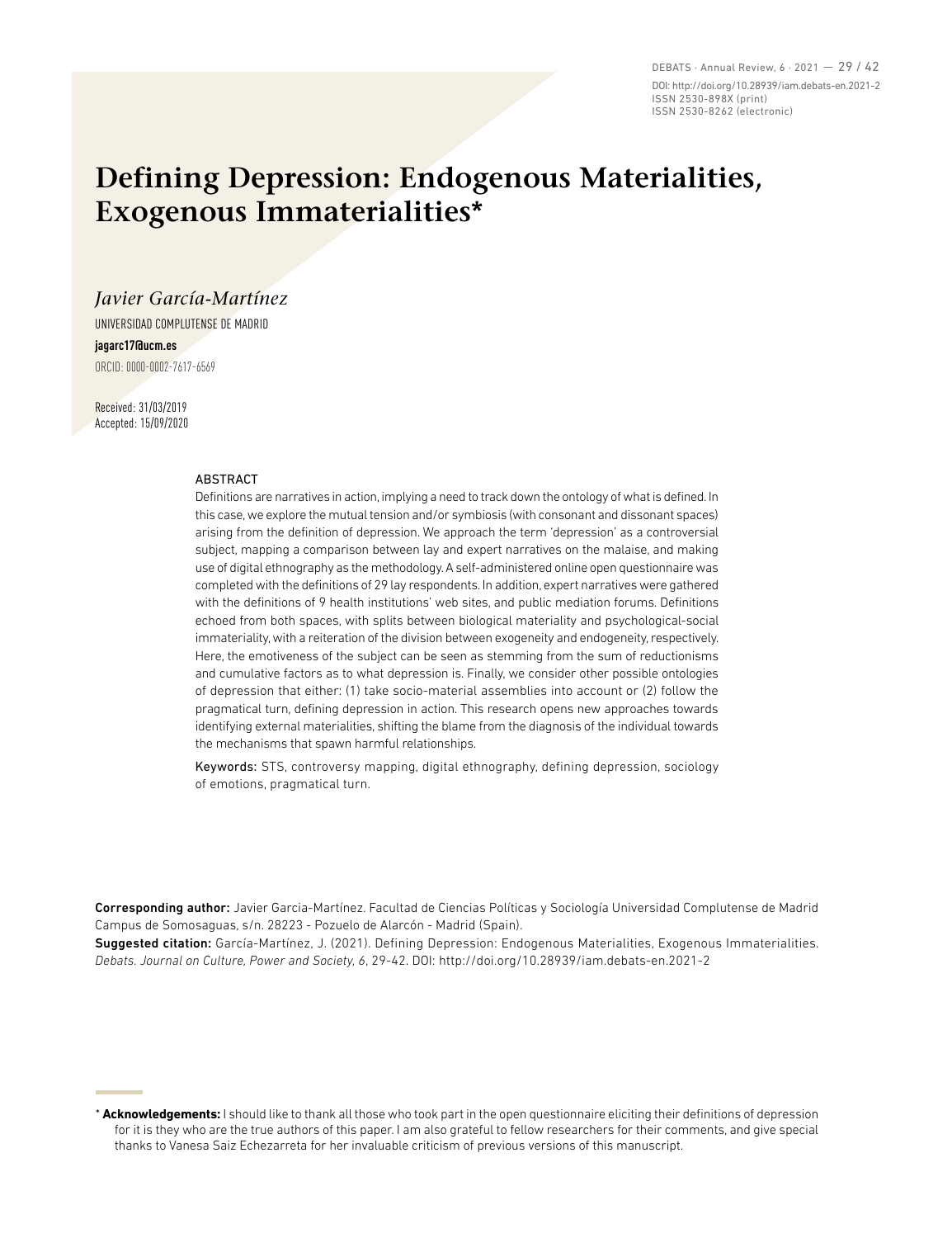# Defining Depression: Endogenous Materialities, Exogenous Immaterialities*

*Javier García-Martínez*

UNIVERSIDAD COMPLUTENSE DE MADRID

**jagarc17@ucm.es**

ORCID: 0000-0002-7617-6569

Received: 31/03/2019
Accepted: 15/09/2020

## ABSTRACT

Definitions are narratives in action, implying a need to track down the ontology of what is defined. In this case, we explore the mutual tension and/or symbiosis (with consonant and dissonant spaces) arising from the definition of depression. We approach the term 'depression' as a controversial subject, mapping a comparison between lay and expert narratives on the malaise, and making use of digital ethnography as the methodology. A self-administered online open questionnaire was completed with the definitions of 29 lay respondents. In addition, expert narratives were gathered with the definitions of 9 health institutions' web sites, and public mediation forums. Definitions echoed from both spaces, with splits between biological materiality and psychological-social immateriality, with a reiteration of the division between exogeneity and endogeneity, respectively. Here, the emotiveness of the subject can be seen as stemming from the sum of reductionisms and cumulative factors as to what depression is. Finally, we consider other possible ontologies of depression that either: (1) take socio-material assemblies into account or (2) follow the pragmatical turn, defining depression in action. This research opens new approaches towards identifying external materialities, shifting the blame from the diagnosis of the individual towards the mechanisms that spawn harmful relationships.

**Keywords:** STS, controversy mapping, digital ethnography, defining depression, sociology of emotions, pragmatical turn.

**Corresponding author:** Javier Garcia-Martínez. Facultad de Ciencias Políticas y Sociología Universidad Complutense de Madrid Campus de Somosaguas, s/n. 28223 - Pozuelo de Alarcón - Madrid (Spain).

**Suggested citation:** García-Martínez, J. (2021). Defining Depression: Endogenous Materialities, Exogenous Immaterialities. *Debats. Journal on Culture, Power and Society, 6*, 29-42. DOI: http://doi.org/10.28939/iam.debats-en.2021-2

\* **Acknowledgements:** I should like to thank all those who took part in the open questionnaire eliciting their definitions of depression for it is they who are the true authors of this paper. I am also grateful to fellow researchers for their comments, and give special thanks to Vanesa Saiz Echezarreta for her invaluable criticism of previous versions of this manuscript.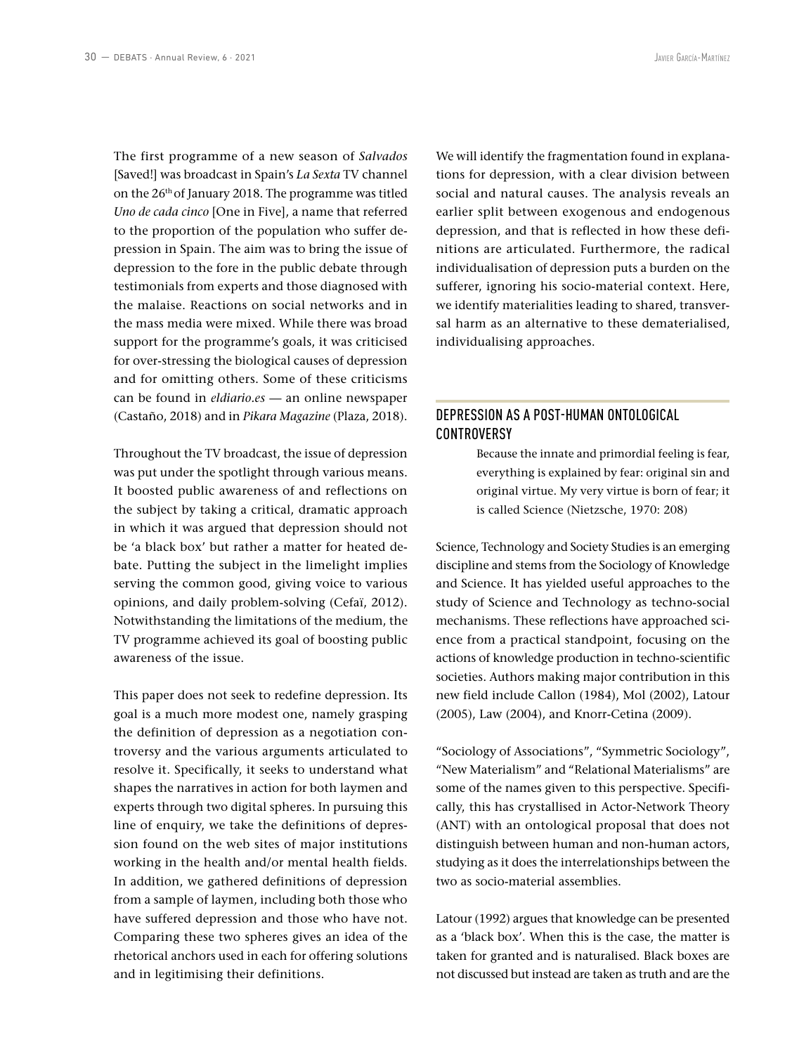The first programme of a new season of *Salvados* [Saved!] was broadcast in Spain's *La Sexta* TV channel on the 26th of January 2018. The programme was titled *Uno de cada cinco* [One in Five], a name that referred to the proportion of the population who suffer depression in Spain. The aim was to bring the issue of depression to the fore in the public debate through testimonials from experts and those diagnosed with the malaise. Reactions on social networks and in the mass media were mixed. While there was broad support for the programme's goals, it was criticised for over-stressing the biological causes of depression and for omitting others. Some of these criticisms can be found in *eldiario.es* — an online newspaper (Castaño, 2018) and in *Pikara Magazine* (Plaza, 2018).

Throughout the TV broadcast, the issue of depression was put under the spotlight through various means. It boosted public awareness of and reflections on the subject by taking a critical, dramatic approach in which it was argued that depression should not be 'a black box' but rather a matter for heated debate. Putting the subject in the limelight implies serving the common good, giving voice to various opinions, and daily problem-solving (Cefaï, 2012). Notwithstanding the limitations of the medium, the TV programme achieved its goal of boosting public awareness of the issue.

This paper does not seek to redefine depression. Its goal is a much more modest one, namely grasping the definition of depression as a negotiation controversy and the various arguments articulated to resolve it. Specifically, it seeks to understand what shapes the narratives in action for both laymen and experts through two digital spheres. In pursuing this line of enquiry, we take the definitions of depression found on the web sites of major institutions working in the health and/or mental health fields. In addition, we gathered definitions of depression from a sample of laymen, including both those who have suffered depression and those who have not. Comparing these two spheres gives an idea of the rhetorical anchors used in each for offering solutions and in legitimising their definitions.

We will identify the fragmentation found in explanations for depression, with a clear division between social and natural causes. The analysis reveals an earlier split between exogenous and endogenous depression, and that is reflected in how these definitions are articulated. Furthermore, the radical individualisation of depression puts a burden on the sufferer, ignoring his socio-material context. Here, we identify materialities leading to shared, transversal harm as an alternative to these dematerialised, individualising approaches.

## DEPRESSION AS A POST-HUMAN ONTOLOGICAL CONTROVERSY

> Because the innate and primordial feeling is fear, everything is explained by fear: original sin and original virtue. My very virtue is born of fear; it is called Science (Nietzsche, 1970: 208)

Science, Technology and Society Studies is an emerging discipline and stems from the Sociology of Knowledge and Science. It has yielded useful approaches to the study of Science and Technology as techno-social mechanisms. These reflections have approached science from a practical standpoint, focusing on the actions of knowledge production in techno-scientific societies. Authors making major contribution in this new field include Callon (1984), Mol (2002), Latour (2005), Law (2004), and Knorr-Cetina (2009).

"Sociology of Associations", "Symmetric Sociology", "New Materialism" and "Relational Materialisms" are some of the names given to this perspective. Specifically, this has crystallised in Actor-Network Theory (ANT) with an ontological proposal that does not distinguish between human and non-human actors, studying as it does the interrelationships between the two as socio-material assemblies.

Latour (1992) argues that knowledge can be presented as a 'black box'. When this is the case, the matter is taken for granted and is naturalised. Black boxes are not discussed but instead are taken as truth and are the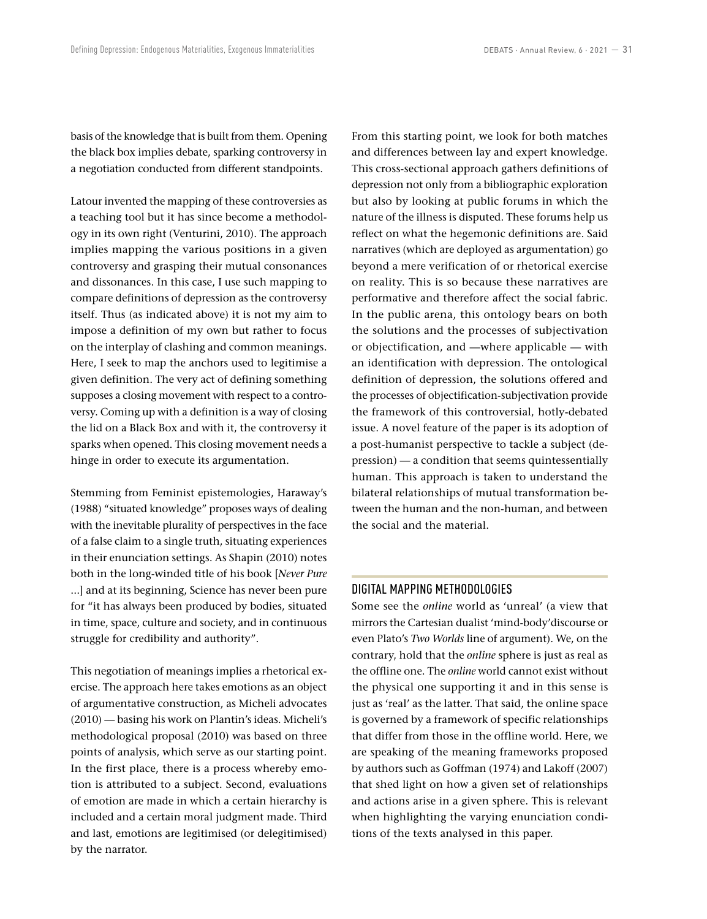basis of the knowledge that is built from them. Opening the black box implies debate, sparking controversy in a negotiation conducted from different standpoints.

Latour invented the mapping of these controversies as a teaching tool but it has since become a methodology in its own right (Venturini, 2010). The approach implies mapping the various positions in a given controversy and grasping their mutual consonances and dissonances. In this case, I use such mapping to compare definitions of depression as the controversy itself. Thus (as indicated above) it is not my aim to impose a definition of my own but rather to focus on the interplay of clashing and common meanings. Here, I seek to map the anchors used to legitimise a given definition. The very act of defining something supposes a closing movement with respect to a controversy. Coming up with a definition is a way of closing the lid on a Black Box and with it, the controversy it sparks when opened. This closing movement needs a hinge in order to execute its argumentation.

Stemming from Feminist epistemologies, Haraway's (1988) "situated knowledge" proposes ways of dealing with the inevitable plurality of perspectives in the face of a false claim to a single truth, situating experiences in their enunciation settings. As Shapin (2010) notes both in the long-winded title of his book [*Never Pure* ...] and at its beginning, Science has never been pure for "it has always been produced by bodies, situated in time, space, culture and society, and in continuous struggle for credibility and authority".

This negotiation of meanings implies a rhetorical exercise. The approach here takes emotions as an object of argumentative construction, as Micheli advocates (2010) — basing his work on Plantin's ideas. Micheli's methodological proposal (2010) was based on three points of analysis, which serve as our starting point. In the first place, there is a process whereby emotion is attributed to a subject. Second, evaluations of emotion are made in which a certain hierarchy is included and a certain moral judgment made. Third and last, emotions are legitimised (or delegitimised) by the narrator.

From this starting point, we look for both matches and differences between lay and expert knowledge. This cross-sectional approach gathers definitions of depression not only from a bibliographic exploration but also by looking at public forums in which the nature of the illness is disputed. These forums help us reflect on what the hegemonic definitions are. Said narratives (which are deployed as argumentation) go beyond a mere verification of or rhetorical exercise on reality. This is so because these narratives are performative and therefore affect the social fabric. In the public arena, this ontology bears on both the solutions and the processes of subjectivation or objectification, and —where applicable — with an identification with depression. The ontological definition of depression, the solutions offered and the processes of objectification-subjectivation provide the framework of this controversial, hotly-debated issue. A novel feature of the paper is its adoption of a post-humanist perspective to tackle a subject (depression) — a condition that seems quintessentially human. This approach is taken to understand the bilateral relationships of mutual transformation between the human and the non-human, and between the social and the material.

## DIGITAL MAPPING METHODOLOGIES

Some see the *online* world as 'unreal' (a view that mirrors the Cartesian dualist 'mind-body'discourse or even Plato's *Two Worlds* line of argument). We, on the contrary, hold that the *online* sphere is just as real as the offline one. The *online* world cannot exist without the physical one supporting it and in this sense is just as 'real' as the latter. That said, the online space is governed by a framework of specific relationships that differ from those in the offline world. Here, we are speaking of the meaning frameworks proposed by authors such as Goffman (1974) and Lakoff (2007) that shed light on how a given set of relationships and actions arise in a given sphere. This is relevant when highlighting the varying enunciation conditions of the texts analysed in this paper.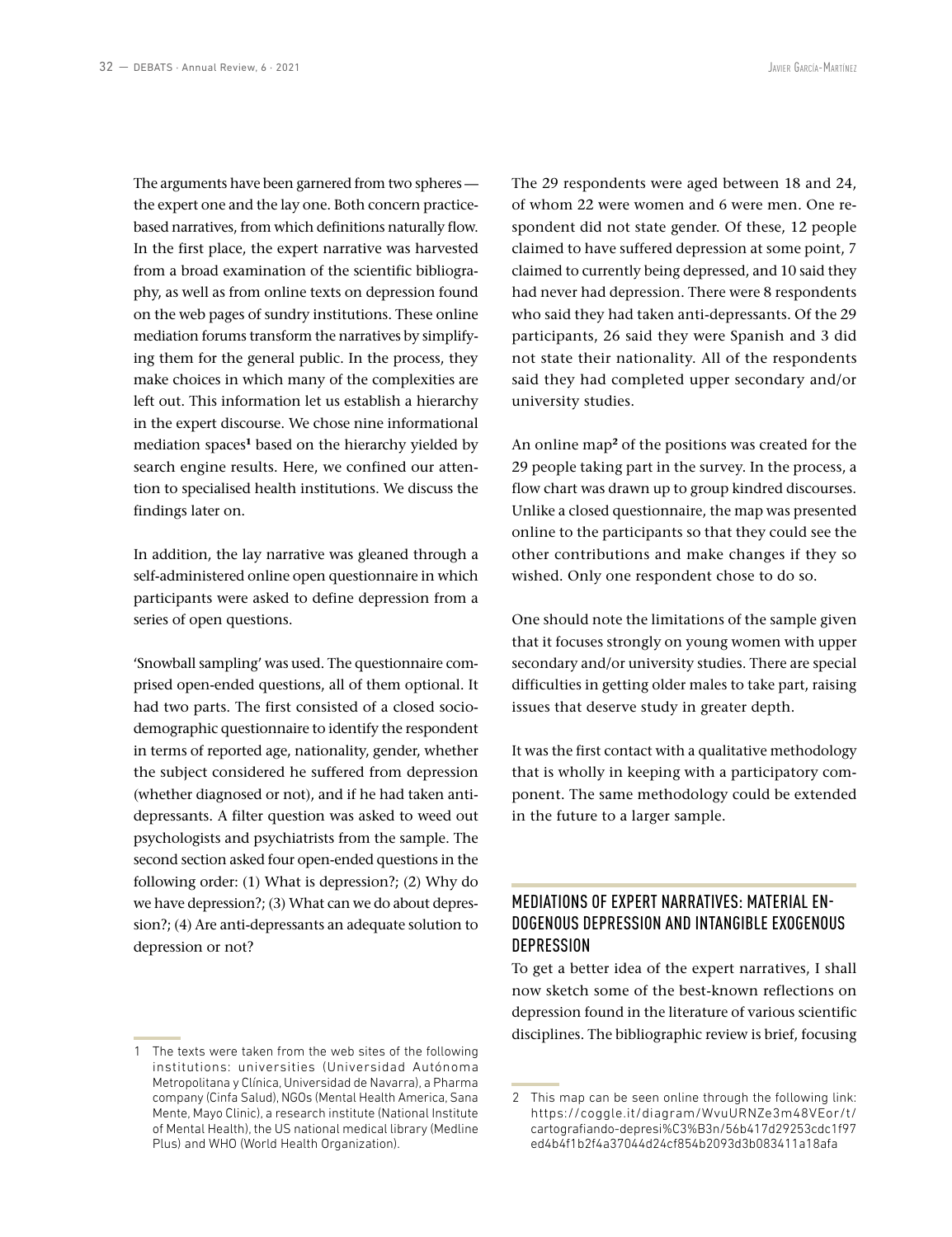The arguments have been garnered from two spheres — the expert one and the lay one. Both concern practice-based narratives, from which definitions naturally flow. In the first place, the expert narrative was harvested from a broad examination of the scientific bibliography, as well as from online texts on depression found on the web pages of sundry institutions. These online mediation forums transform the narratives by simplifying them for the general public. In the process, they make choices in which many of the complexities are left out. This information let us establish a hierarchy in the expert discourse. We chose nine informational mediation spaces[1] based on the hierarchy yielded by search engine results. Here, we confined our attention to specialised health institutions. We discuss the findings later on.

In addition, the lay narrative was gleaned through a self-administered online open questionnaire in which participants were asked to define depression from a series of open questions.

'Snowball sampling' was used. The questionnaire comprised open-ended questions, all of them optional. It had two parts. The first consisted of a closed socio-demographic questionnaire to identify the respondent in terms of reported age, nationality, gender, whether the subject considered he suffered from depression (whether diagnosed or not), and if he had taken anti-depressants. A filter question was asked to weed out psychologists and psychiatrists from the sample. The second section asked four open-ended questions in the following order: (1) What is depression?; (2) Why do we have depression?; (3) What can we do about depression?; (4) Are anti-depressants an adequate solution to depression or not?

The 29 respondents were aged between 18 and 24, of whom 22 were women and 6 were men. One respondent did not state gender. Of these, 12 people claimed to have suffered depression at some point, 7 claimed to currently being depressed, and 10 said they had never had depression. There were 8 respondents who said they had taken anti-depressants. Of the 29 participants, 26 said they were Spanish and 3 did not state their nationality. All of the respondents said they had completed upper secondary and/or university studies.

An online map[2] of the positions was created for the 29 people taking part in the survey. In the process, a flow chart was drawn up to group kindred discourses. Unlike a closed questionnaire, the map was presented online to the participants so that they could see the other contributions and make changes if they so wished. Only one respondent chose to do so.

One should note the limitations of the sample given that it focuses strongly on young women with upper secondary and/or university studies. There are special difficulties in getting older males to take part, raising issues that deserve study in greater depth.

It was the first contact with a qualitative methodology that is wholly in keeping with a participatory component. The same methodology could be extended in the future to a larger sample.

## MEDIATIONS OF EXPERT NARRATIVES: MATERIAL ENDOGENOUS DEPRESSION AND INTANGIBLE EXOGENOUS DEPRESSION

To get a better idea of the expert narratives, I shall now sketch some of the best-known reflections on depression found in the literature of various scientific disciplines. The bibliographic review is brief, focusing

---

1 The texts were taken from the web sites of the following institutions: universities (Universidad Autónoma Metropolitana y Clínica, Universidad de Navarra), a Pharma company (Cinfa Salud), NGOs (Mental Health America, Sana Mente, Mayo Clinic), a research institute (National Institute of Mental Health), the US national medical library (Medline Plus) and WHO (World Health Organization).

2 This map can be seen online through the following link: https://coggle.it/diagram/WvuURNZe3m48VEor/t/cartografiando-depresi%C3%B3n/56b417d29253cdc1f97ed4b4f1b2f4a37044d24cf854b2093d3b083411a18afa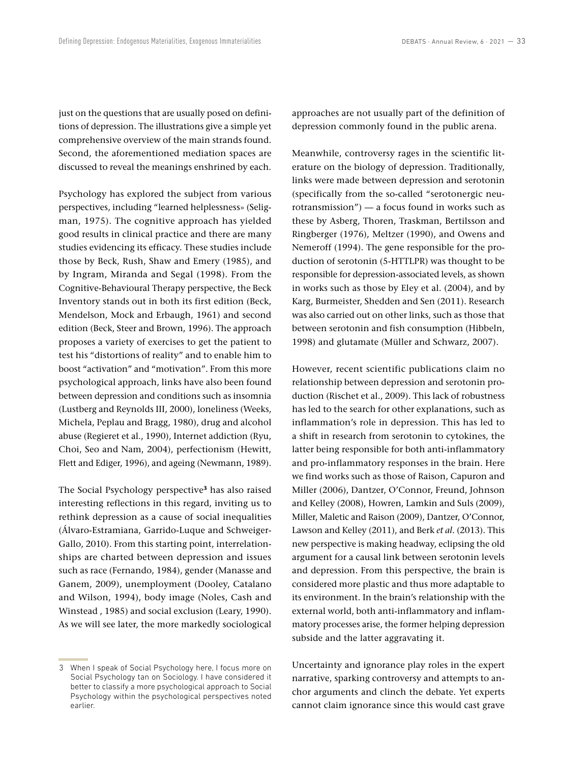just on the questions that are usually posed on definitions of depression. The illustrations give a simple yet comprehensive overview of the main strands found. Second, the aforementioned mediation spaces are discussed to reveal the meanings enshrined by each.

Psychology has explored the subject from various perspectives, including "learned helplessness» (Seligman, 1975). The cognitive approach has yielded good results in clinical practice and there are many studies evidencing its efficacy. These studies include those by Beck, Rush, Shaw and Emery (1985), and by Ingram, Miranda and Segal (1998). From the Cognitive-Behavioural Therapy perspective, the Beck Inventory stands out in both its first edition (Beck, Mendelson, Mock and Erbaugh, 1961) and second edition (Beck, Steer and Brown, 1996). The approach proposes a variety of exercises to get the patient to test his "distortions of reality" and to enable him to boost "activation" and "motivation". From this more psychological approach, links have also been found between depression and conditions such as insomnia (Lustberg and Reynolds III, 2000), loneliness (Weeks, Michela, Peplau and Bragg, 1980), drug and alcohol abuse (Regieret et al., 1990), Internet addiction (Ryu, Choi, Seo and Nam, 2004), perfectionism (Hewitt, Flett and Ediger, 1996), and ageing (Newmann, 1989).

The Social Psychology perspective[3] has also raised interesting reflections in this regard, inviting us to rethink depression as a cause of social inequalities (Álvaro-Estramiana, Garrido-Luque and Schweiger-Gallo, 2010). From this starting point, interrelationships are charted between depression and issues such as race (Fernando, 1984), gender (Manasse and Ganem, 2009), unemployment (Dooley, Catalano and Wilson, 1994), body image (Noles, Cash and Winstead , 1985) and social exclusion (Leary, 1990). As we will see later, the more markedly sociological approaches are not usually part of the definition of depression commonly found in the public arena.

Meanwhile, controversy rages in the scientific literature on the biology of depression. Traditionally, links were made between depression and serotonin (specifically from the so-called "serotonergic neurotransmission") — a focus found in works such as these by Asberg, Thoren, Traskman, Bertilsson and Ringberger (1976), Meltzer (1990), and Owens and Nemeroff (1994). The gene responsible for the production of serotonin (5-HTTLPR) was thought to be responsible for depression-associated levels, as shown in works such as those by Eley et al. (2004), and by Karg, Burmeister, Shedden and Sen (2011). Research was also carried out on other links, such as those that between serotonin and fish consumption (Hibbeln, 1998) and glutamate (Müller and Schwarz, 2007).

However, recent scientific publications claim no relationship between depression and serotonin production (Rischet et al., 2009). This lack of robustness has led to the search for other explanations, such as inflammation's role in depression. This has led to a shift in research from serotonin to cytokines, the latter being responsible for both anti-inflammatory and pro-inflammatory responses in the brain. Here we find works such as those of Raison, Capuron and Miller (2006), Dantzer, O'Connor, Freund, Johnson and Kelley (2008), Howren, Lamkin and Suls (2009), Miller, Maletic and Raison (2009), Dantzer, O'Connor, Lawson and Kelley (2011), and Berk *et al.* (2013). This new perspective is making headway, eclipsing the old argument for a causal link between serotonin levels and depression. From this perspective, the brain is considered more plastic and thus more adaptable to its environment. In the brain's relationship with the external world, both anti-inflammatory and inflammatory processes arise, the former helping depression subside and the latter aggravating it.

Uncertainty and ignorance play roles in the expert narrative, sparking controversy and attempts to anchor arguments and clinch the debate. Yet experts cannot claim ignorance since this would cast grave

3 When I speak of Social Psychology here, I focus more on Social Psychology tan on Sociology. I have considered it better to classify a more psychological approach to Social Psychology within the psychological perspectives noted earlier.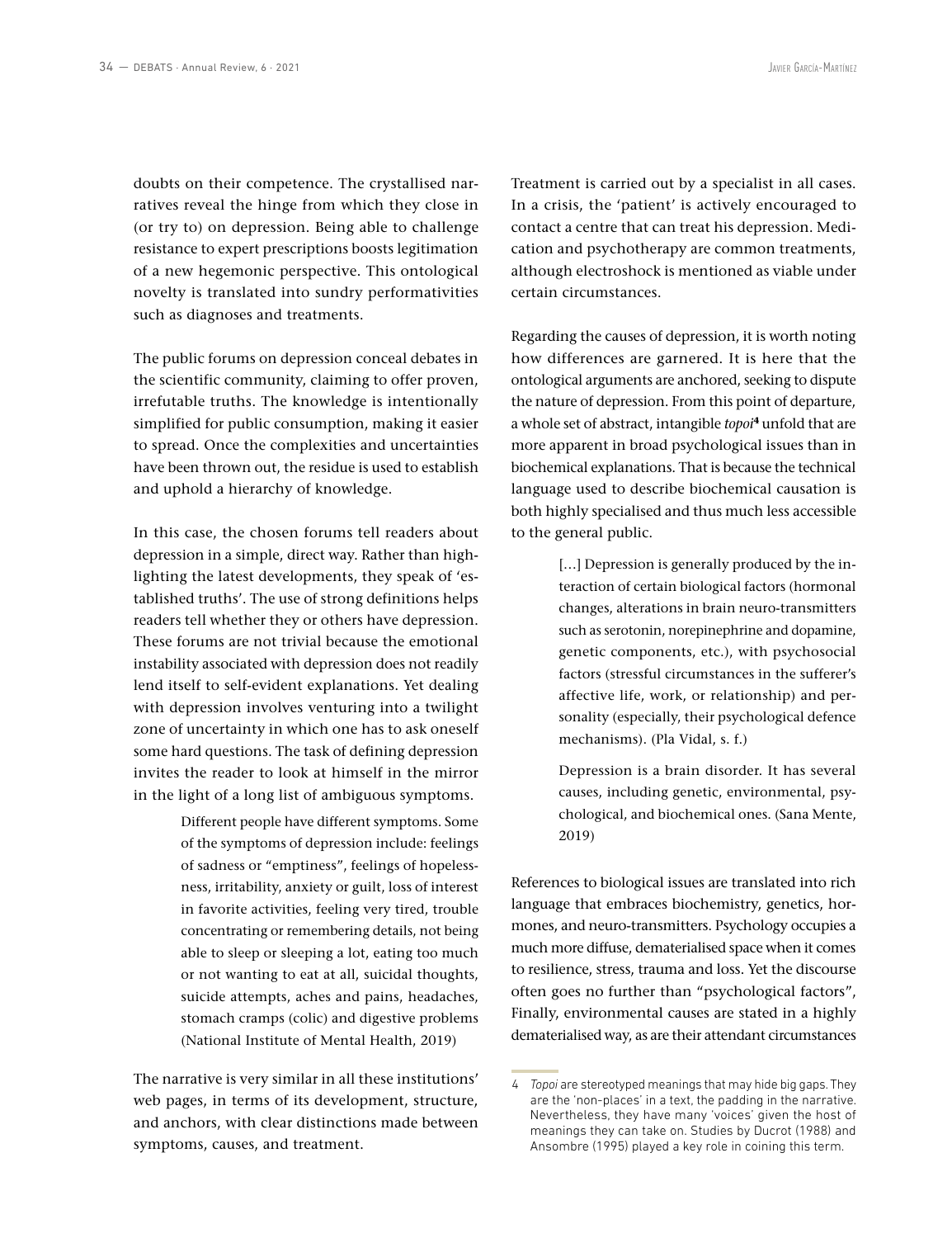doubts on their competence. The crystallised narratives reveal the hinge from which they close in (or try to) on depression. Being able to challenge resistance to expert prescriptions boosts legitimation of a new hegemonic perspective. This ontological novelty is translated into sundry performativities such as diagnoses and treatments.

The public forums on depression conceal debates in the scientific community, claiming to offer proven, irrefutable truths. The knowledge is intentionally simplified for public consumption, making it easier to spread. Once the complexities and uncertainties have been thrown out, the residue is used to establish and uphold a hierarchy of knowledge.

In this case, the chosen forums tell readers about depression in a simple, direct way. Rather than highlighting the latest developments, they speak of 'established truths'. The use of strong definitions helps readers tell whether they or others have depression. These forums are not trivial because the emotional instability associated with depression does not readily lend itself to self-evident explanations. Yet dealing with depression involves venturing into a twilight zone of uncertainty in which one has to ask oneself some hard questions. The task of defining depression invites the reader to look at himself in the mirror in the light of a long list of ambiguous symptoms.

> Different people have different symptoms. Some of the symptoms of depression include: feelings of sadness or "emptiness", feelings of hopelessness, irritability, anxiety or guilt, loss of interest in favorite activities, feeling very tired, trouble concentrating or remembering details, not being able to sleep or sleeping a lot, eating too much or not wanting to eat at all, suicidal thoughts, suicide attempts, aches and pains, headaches, stomach cramps (colic) and digestive problems (National Institute of Mental Health, 2019)

The narrative is very similar in all these institutions' web pages, in terms of its development, structure, and anchors, with clear distinctions made between symptoms, causes, and treatment.

Treatment is carried out by a specialist in all cases. In a crisis, the 'patient' is actively encouraged to contact a centre that can treat his depression. Medication and psychotherapy are common treatments, although electroshock is mentioned as viable under certain circumstances.

Regarding the causes of depression, it is worth noting how differences are garnered. It is here that the ontological arguments are anchored, seeking to dispute the nature of depression. From this point of departure, a whole set of abstract, intangible *topoi*[4] unfold that are more apparent in broad psychological issues than in biochemical explanations. That is because the technical language used to describe biochemical causation is both highly specialised and thus much less accessible to the general public.

> […] Depression is generally produced by the interaction of certain biological factors (hormonal changes, alterations in brain neuro-transmitters such as serotonin, norepinephrine and dopamine, genetic components, etc.), with psychosocial factors (stressful circumstances in the sufferer's affective life, work, or relationship) and personality (especially, their psychological defence mechanisms). (Pla Vidal, s. f.)

> Depression is a brain disorder. It has several causes, including genetic, environmental, psychological, and biochemical ones. (Sana Mente, 2019)

References to biological issues are translated into rich language that embraces biochemistry, genetics, hormones, and neuro-transmitters. Psychology occupies a much more diffuse, dematerialised space when it comes to resilience, stress, trauma and loss. Yet the discourse often goes no further than "psychological factors", Finally, environmental causes are stated in a highly dematerialised way, as are their attendant circumstances

---

4 *Topoi* are stereotyped meanings that may hide big gaps. They are the 'non-places' in a text, the padding in the narrative. Nevertheless, they have many 'voices' given the host of meanings they can take on. Studies by Ducrot (1988) and Ansombre (1995) played a key role in coining this term.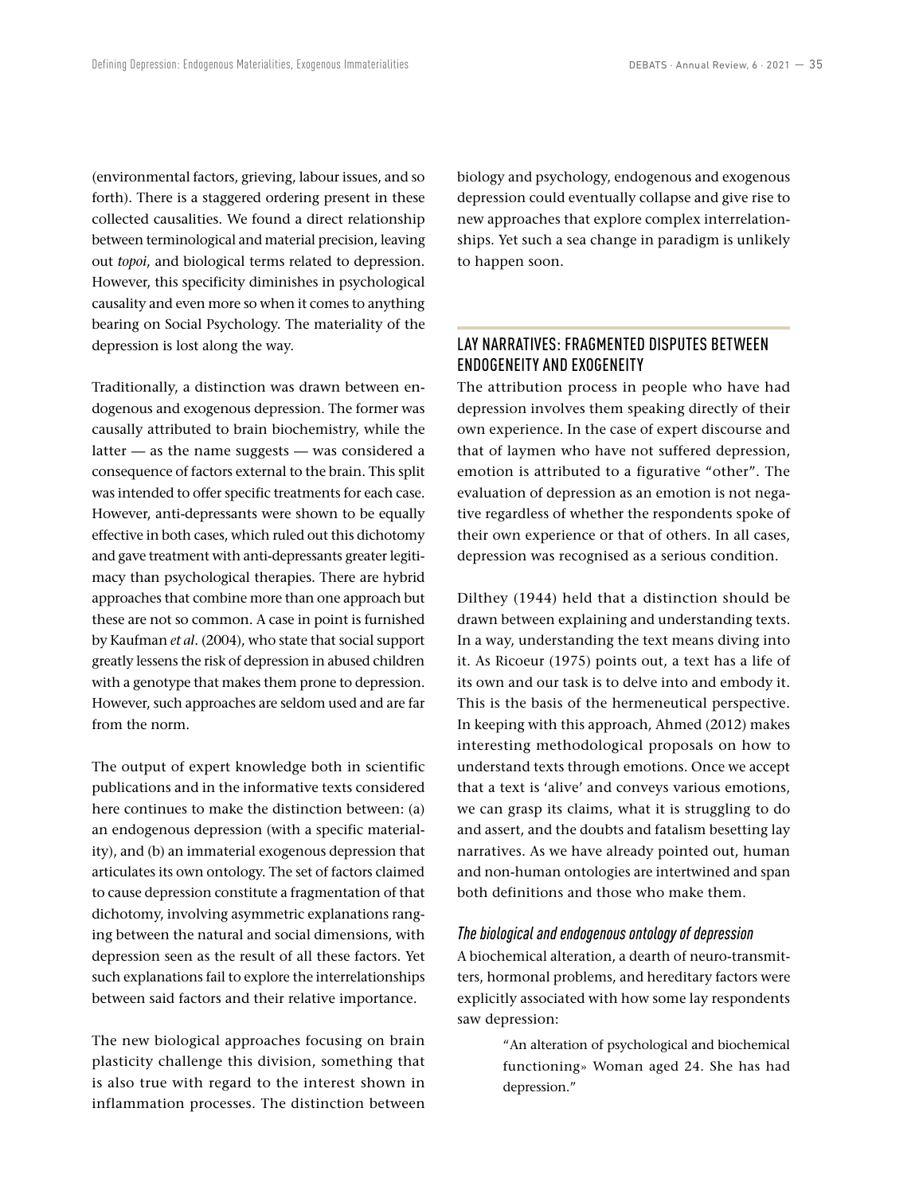(environmental factors, grieving, labour issues, and so forth). There is a staggered ordering present in these collected causalities. We found a direct relationship between terminological and material precision, leaving out *topoi*, and biological terms related to depression. However, this specificity diminishes in psychological causality and even more so when it comes to anything bearing on Social Psychology. The materiality of the depression is lost along the way.

Traditionally, a distinction was drawn between endogenous and exogenous depression. The former was causally attributed to brain biochemistry, while the latter — as the name suggests — was considered a consequence of factors external to the brain. This split was intended to offer specific treatments for each case. However, anti-depressants were shown to be equally effective in both cases, which ruled out this dichotomy and gave treatment with anti-depressants greater legitimacy than psychological therapies. There are hybrid approaches that combine more than one approach but these are not so common. A case in point is furnished by Kaufman *et al*. (2004), who state that social support greatly lessens the risk of depression in abused children with a genotype that makes them prone to depression. However, such approaches are seldom used and are far from the norm.

The output of expert knowledge both in scientific publications and in the informative texts considered here continues to make the distinction between: (a) an endogenous depression (with a specific materiality), and (b) an immaterial exogenous depression that articulates its own ontology. The set of factors claimed to cause depression constitute a fragmentation of that dichotomy, involving asymmetric explanations ranging between the natural and social dimensions, with depression seen as the result of all these factors. Yet such explanations fail to explore the interrelationships between said factors and their relative importance.

The new biological approaches focusing on brain plasticity challenge this division, something that is also true with regard to the interest shown in inflammation processes. The distinction between biology and psychology, endogenous and exogenous depression could eventually collapse and give rise to new approaches that explore complex interrelationships. Yet such a sea change in paradigm is unlikely to happen soon.

## LAY NARRATIVES: FRAGMENTED DISPUTES BETWEEN ENDOGENEITY AND EXOGENEITY

The attribution process in people who have had depression involves them speaking directly of their own experience. In the case of expert discourse and that of laymen who have not suffered depression, emotion is attributed to a figurative "other". The evaluation of depression as an emotion is not negative regardless of whether the respondents spoke of their own experience or that of others. In all cases, depression was recognised as a serious condition.

Dilthey (1944) held that a distinction should be drawn between explaining and understanding texts. In a way, understanding the text means diving into it. As Ricoeur (1975) points out, a text has a life of its own and our task is to delve into and embody it. This is the basis of the hermeneutical perspective. In keeping with this approach, Ahmed (2012) makes interesting methodological proposals on how to understand texts through emotions. Once we accept that a text is 'alive' and conveys various emotions, we can grasp its claims, what it is struggling to do and assert, and the doubts and fatalism besetting lay narratives. As we have already pointed out, human and non-human ontologies are intertwined and span both definitions and those who make them.

### *The biological and endogenous ontology of depression*

A biochemical alteration, a dearth of neuro-transmitters, hormonal problems, and hereditary factors were explicitly associated with how some lay respondents saw depression:

> "An alteration of psychological and biochemical functioning» Woman aged 24. She has had depression."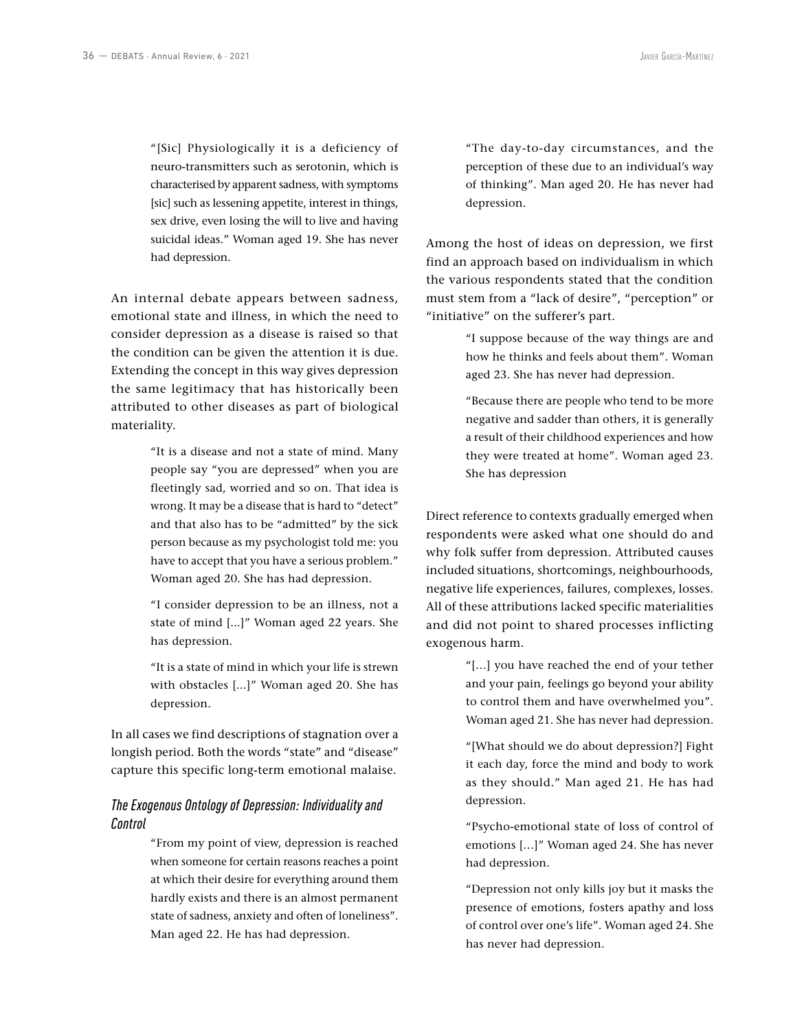> "[Sic] Physiologically it is a deficiency of neuro-transmitters such as serotonin, which is characterised by apparent sadness, with symptoms [sic] such as lessening appetite, interest in things, sex drive, even losing the will to live and having suicidal ideas." Woman aged 19. She has never had depression.

An internal debate appears between sadness, emotional state and illness, in which the need to consider depression as a disease is raised so that the condition can be given the attention it is due. Extending the concept in this way gives depression the same legitimacy that has historically been attributed to other diseases as part of biological materiality.

> "It is a disease and not a state of mind. Many people say "you are depressed" when you are fleetingly sad, worried and so on. That idea is wrong. It may be a disease that is hard to "detect" and that also has to be "admitted" by the sick person because as my psychologist told me: you have to accept that you have a serious problem." Woman aged 20. She has had depression.

> "I consider depression to be an illness, not a state of mind [...]" Woman aged 22 years. She has depression.

> "It is a state of mind in which your life is strewn with obstacles [...]" Woman aged 20. She has depression.

In all cases we find descriptions of stagnation over a longish period. Both the words "state" and "disease" capture this specific long-term emotional malaise.

### *The Exogenous Ontology of Depression: Individuality and Control*

> "From my point of view, depression is reached when someone for certain reasons reaches a point at which their desire for everything around them hardly exists and there is an almost permanent state of sadness, anxiety and often of loneliness". Man aged 22. He has had depression.

> "The day-to-day circumstances, and the perception of these due to an individual's way of thinking". Man aged 20. He has never had depression.

Among the host of ideas on depression, we first find an approach based on individualism in which the various respondents stated that the condition must stem from a "lack of desire", "perception" or "initiative" on the sufferer's part.

> "I suppose because of the way things are and how he thinks and feels about them". Woman aged 23. She has never had depression.

> "Because there are people who tend to be more negative and sadder than others, it is generally a result of their childhood experiences and how they were treated at home". Woman aged 23. She has depression

Direct reference to contexts gradually emerged when respondents were asked what one should do and why folk suffer from depression. Attributed causes included situations, shortcomings, neighbourhoods, negative life experiences, failures, complexes, losses. All of these attributions lacked specific materialities and did not point to shared processes inflicting exogenous harm.

> "[...] you have reached the end of your tether and your pain, feelings go beyond your ability to control them and have overwhelmed you". Woman aged 21. She has never had depression.

> "[What should we do about depression?] Fight it each day, force the mind and body to work as they should." Man aged 21. He has had depression.

> "Psycho-emotional state of loss of control of emotions [...]" Woman aged 24. She has never had depression.

> "Depression not only kills joy but it masks the presence of emotions, fosters apathy and loss of control over one's life". Woman aged 24. She has never had depression.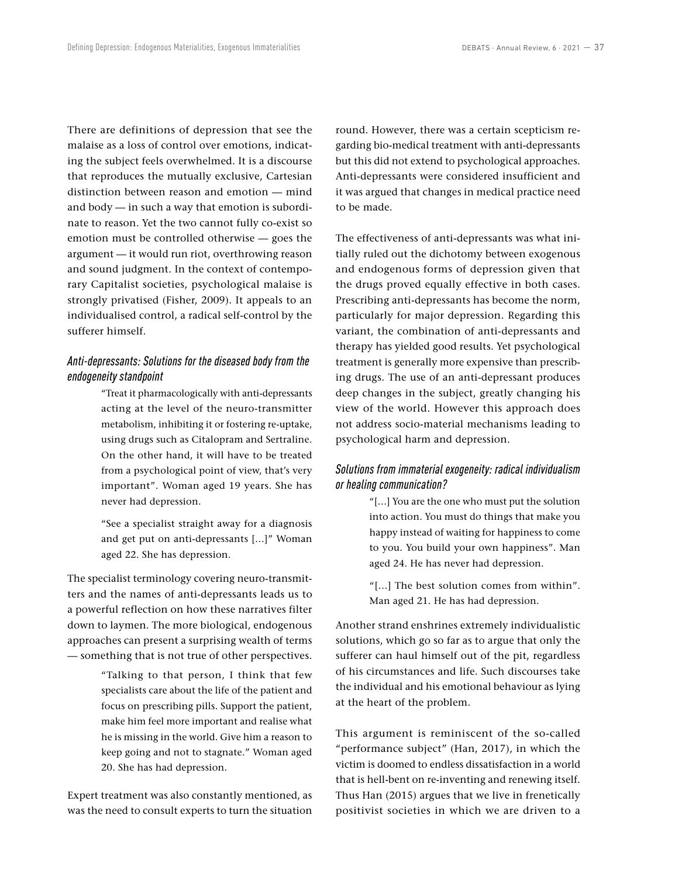There are definitions of depression that see the malaise as a loss of control over emotions, indicating the subject feels overwhelmed. It is a discourse that reproduces the mutually exclusive, Cartesian distinction between reason and emotion — mind and body — in such a way that emotion is subordinate to reason. Yet the two cannot fully co-exist so emotion must be controlled otherwise — goes the argument — it would run riot, overthrowing reason and sound judgment. In the context of contemporary Capitalist societies, psychological malaise is strongly privatised (Fisher, 2009). It appeals to an individualised control, a radical self-control by the sufferer himself.

### *Anti-depressants: Solutions for the diseased body from the endogeneity standpoint*

> "Treat it pharmacologically with anti-depressants acting at the level of the neuro-transmitter metabolism, inhibiting it or fostering re-uptake, using drugs such as Citalopram and Sertraline. On the other hand, it will have to be treated from a psychological point of view, that's very important". Woman aged 19 years. She has never had depression.

> "See a specialist straight away for a diagnosis and get put on anti-depressants […]" Woman aged 22. She has depression.

The specialist terminology covering neuro-transmitters and the names of anti-depressants leads us to a powerful reflection on how these narratives filter down to laymen. The more biological, endogenous approaches can present a surprising wealth of terms — something that is not true of other perspectives.

> "Talking to that person, I think that few specialists care about the life of the patient and focus on prescribing pills. Support the patient, make him feel more important and realise what he is missing in the world. Give him a reason to keep going and not to stagnate." Woman aged 20. She has had depression.

Expert treatment was also constantly mentioned, as was the need to consult experts to turn the situation round. However, there was a certain scepticism regarding bio-medical treatment with anti-depressants but this did not extend to psychological approaches. Anti-depressants were considered insufficient and it was argued that changes in medical practice need to be made.

The effectiveness of anti-depressants was what initially ruled out the dichotomy between exogenous and endogenous forms of depression given that the drugs proved equally effective in both cases. Prescribing anti-depressants has become the norm, particularly for major depression. Regarding this variant, the combination of anti-depressants and therapy has yielded good results. Yet psychological treatment is generally more expensive than prescribing drugs. The use of an anti-depressant produces deep changes in the subject, greatly changing his view of the world. However this approach does not address socio-material mechanisms leading to psychological harm and depression.

### *Solutions from immaterial exogeneity: radical individualism or healing communication?*

> "[…] You are the one who must put the solution into action. You must do things that make you happy instead of waiting for happiness to come to you. You build your own happiness". Man aged 24. He has never had depression.

> "[…] The best solution comes from within". Man aged 21. He has had depression.

Another strand enshrines extremely individualistic solutions, which go so far as to argue that only the sufferer can haul himself out of the pit, regardless of his circumstances and life. Such discourses take the individual and his emotional behaviour as lying at the heart of the problem.

This argument is reminiscent of the so-called "performance subject" (Han, 2017), in which the victim is doomed to endless dissatisfaction in a world that is hell-bent on re-inventing and renewing itself. Thus Han (2015) argues that we live in frenetically positivist societies in which we are driven to a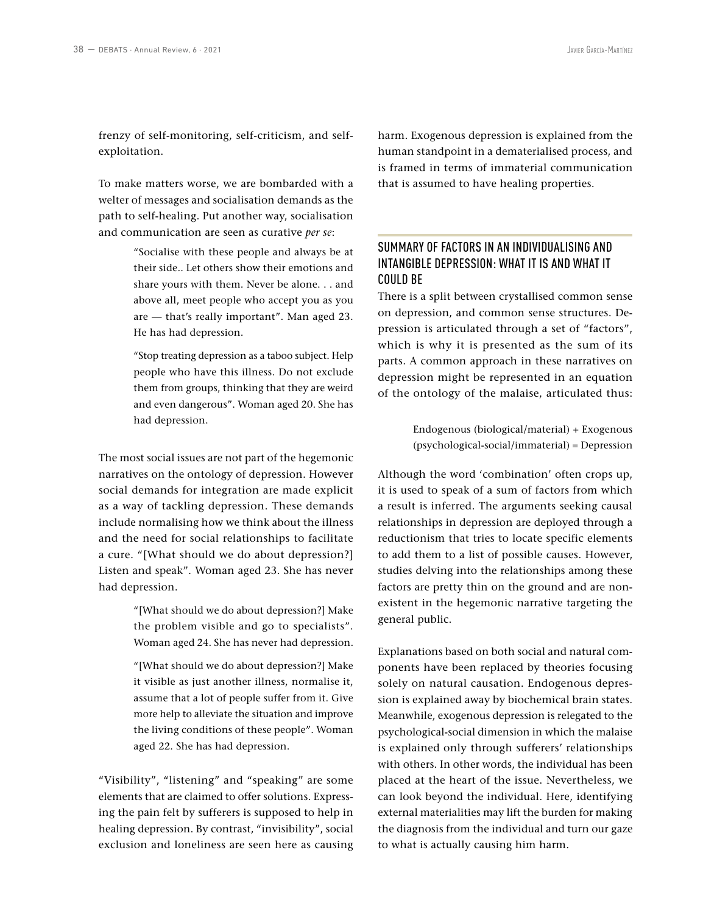frenzy of self-monitoring, self-criticism, and self-exploitation.

To make matters worse, we are bombarded with a welter of messages and socialisation demands as the path to self-healing. Put another way, socialisation and communication are seen as curative *per se*:

> "Socialise with these people and always be at their side.. Let others show their emotions and share yours with them. Never be alone. . . and above all, meet people who accept you as you are — that's really important". Man aged 23. He has had depression.

> "Stop treating depression as a taboo subject. Help people who have this illness. Do not exclude them from groups, thinking that they are weird and even dangerous". Woman aged 20. She has had depression.

The most social issues are not part of the hegemonic narratives on the ontology of depression. However social demands for integration are made explicit as a way of tackling depression. These demands include normalising how we think about the illness and the need for social relationships to facilitate a cure. "[What should we do about depression?] Listen and speak". Woman aged 23. She has never had depression.

> "[What should we do about depression?] Make the problem visible and go to specialists". Woman aged 24. She has never had depression.

> "[What should we do about depression?] Make it visible as just another illness, normalise it, assume that a lot of people suffer from it. Give more help to alleviate the situation and improve the living conditions of these people". Woman aged 22. She has had depression.

"Visibility", "listening" and "speaking" are some elements that are claimed to offer solutions. Expressing the pain felt by sufferers is supposed to help in healing depression. By contrast, "invisibility", social exclusion and loneliness are seen here as causing harm. Exogenous depression is explained from the human standpoint in a dematerialised process, and is framed in terms of immaterial communication that is assumed to have healing properties.

## SUMMARY OF FACTORS IN AN INDIVIDUALISING AND INTANGIBLE DEPRESSION: WHAT IT IS AND WHAT IT COULD BE

There is a split between crystallised common sense on depression, and common sense structures. Depression is articulated through a set of "factors", which is why it is presented as the sum of its parts. A common approach in these narratives on depression might be represented in an equation of the ontology of the malaise, articulated thus:

> Endogenous (biological/material) + Exogenous (psychological-social/immaterial) = Depression

Although the word 'combination' often crops up, it is used to speak of a sum of factors from which a result is inferred. The arguments seeking causal relationships in depression are deployed through a reductionism that tries to locate specific elements to add them to a list of possible causes. However, studies delving into the relationships among these factors are pretty thin on the ground and are non-existent in the hegemonic narrative targeting the general public.

Explanations based on both social and natural components have been replaced by theories focusing solely on natural causation. Endogenous depression is explained away by biochemical brain states. Meanwhile, exogenous depression is relegated to the psychological-social dimension in which the malaise is explained only through sufferers' relationships with others. In other words, the individual has been placed at the heart of the issue. Nevertheless, we can look beyond the individual. Here, identifying external materialities may lift the burden for making the diagnosis from the individual and turn our gaze to what is actually causing him harm.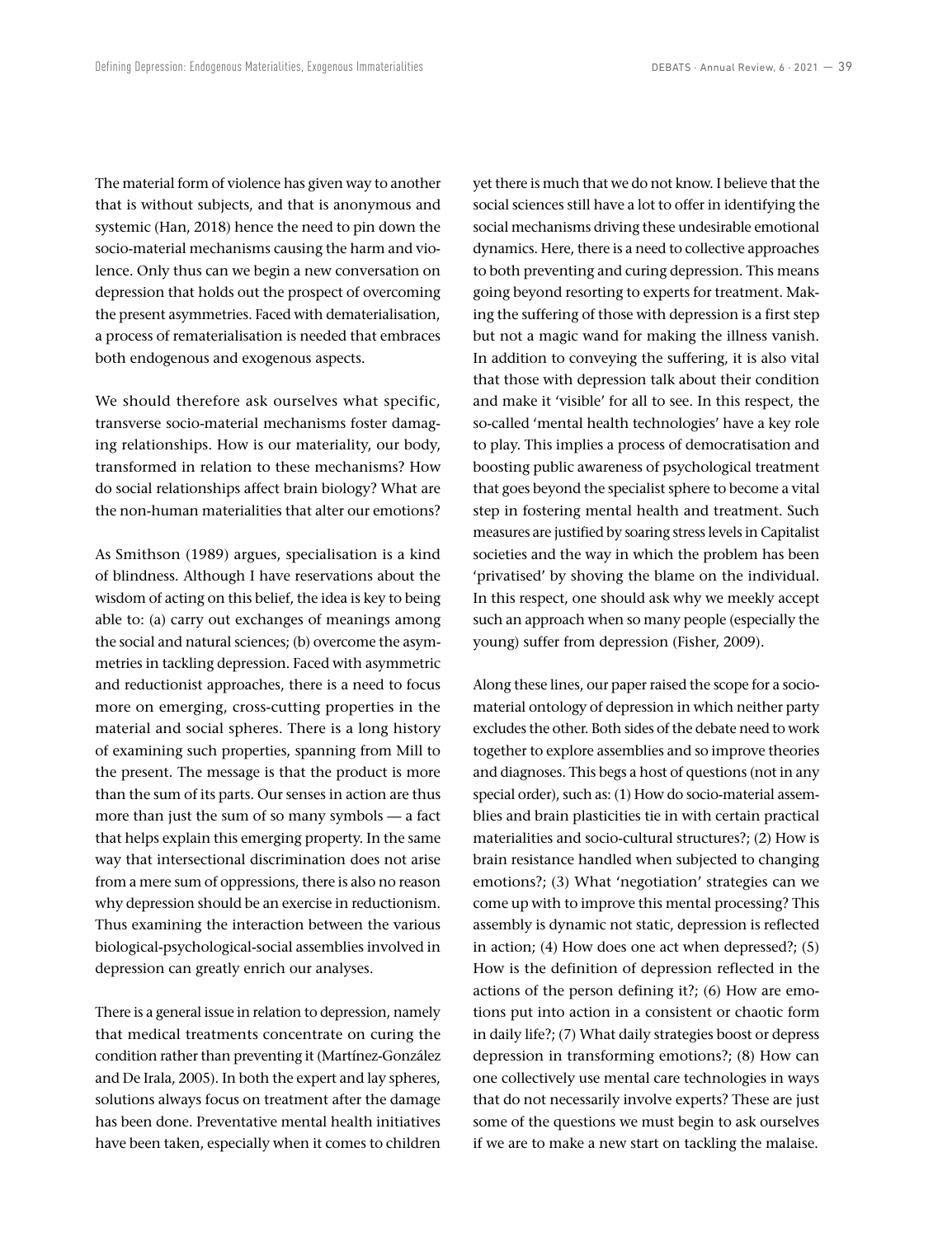The material form of violence has given way to another that is without subjects, and that is anonymous and systemic (Han, 2018) hence the need to pin down the socio-material mechanisms causing the harm and violence. Only thus can we begin a new conversation on depression that holds out the prospect of overcoming the present asymmetries. Faced with dematerialisation, a process of rematerialisation is needed that embraces both endogenous and exogenous aspects.

We should therefore ask ourselves what specific, transverse socio-material mechanisms foster damaging relationships. How is our materiality, our body, transformed in relation to these mechanisms? How do social relationships affect brain biology? What are the non-human materialities that alter our emotions?

As Smithson (1989) argues, specialisation is a kind of blindness. Although I have reservations about the wisdom of acting on this belief, the idea is key to being able to: (a) carry out exchanges of meanings among the social and natural sciences; (b) overcome the asymmetries in tackling depression. Faced with asymmetric and reductionist approaches, there is a need to focus more on emerging, cross-cutting properties in the material and social spheres. There is a long history of examining such properties, spanning from Mill to the present. The message is that the product is more than the sum of its parts. Our senses in action are thus more than just the sum of so many symbols — a fact that helps explain this emerging property. In the same way that intersectional discrimination does not arise from a mere sum of oppressions, there is also no reason why depression should be an exercise in reductionism. Thus examining the interaction between the various biological-psychological-social assemblies involved in depression can greatly enrich our analyses.

There is a general issue in relation to depression, namely that medical treatments concentrate on curing the condition rather than preventing it (Martínez-González and De Irala, 2005). In both the expert and lay spheres, solutions always focus on treatment after the damage has been done. Preventative mental health initiatives have been taken, especially when it comes to children yet there is much that we do not know. I believe that the social sciences still have a lot to offer in identifying the social mechanisms driving these undesirable emotional dynamics. Here, there is a need to collective approaches to both preventing and curing depression. This means going beyond resorting to experts for treatment. Making the suffering of those with depression is a first step but not a magic wand for making the illness vanish. In addition to conveying the suffering, it is also vital that those with depression talk about their condition and make it 'visible' for all to see. In this respect, the so-called 'mental health technologies' have a key role to play. This implies a process of democratisation and boosting public awareness of psychological treatment that goes beyond the specialist sphere to become a vital step in fostering mental health and treatment. Such measures are justified by soaring stress levels in Capitalist societies and the way in which the problem has been 'privatised' by shoving the blame on the individual. In this respect, one should ask why we meekly accept such an approach when so many people (especially the young) suffer from depression (Fisher, 2009).

Along these lines, our paper raised the scope for a socio-material ontology of depression in which neither party excludes the other. Both sides of the debate need to work together to explore assemblies and so improve theories and diagnoses. This begs a host of questions (not in any special order), such as: (1) How do socio-material assemblies and brain plasticities tie in with certain practical materialities and socio-cultural structures?; (2) How is brain resistance handled when subjected to changing emotions?; (3) What 'negotiation' strategies can we come up with to improve this mental processing? This assembly is dynamic not static, depression is reflected in action; (4) How does one act when depressed?; (5) How is the definition of depression reflected in the actions of the person defining it?; (6) How are emotions put into action in a consistent or chaotic form in daily life?; (7) What daily strategies boost or depress depression in transforming emotions?; (8) How can one collectively use mental care technologies in ways that do not necessarily involve experts? These are just some of the questions we must begin to ask ourselves if we are to make a new start on tackling the malaise.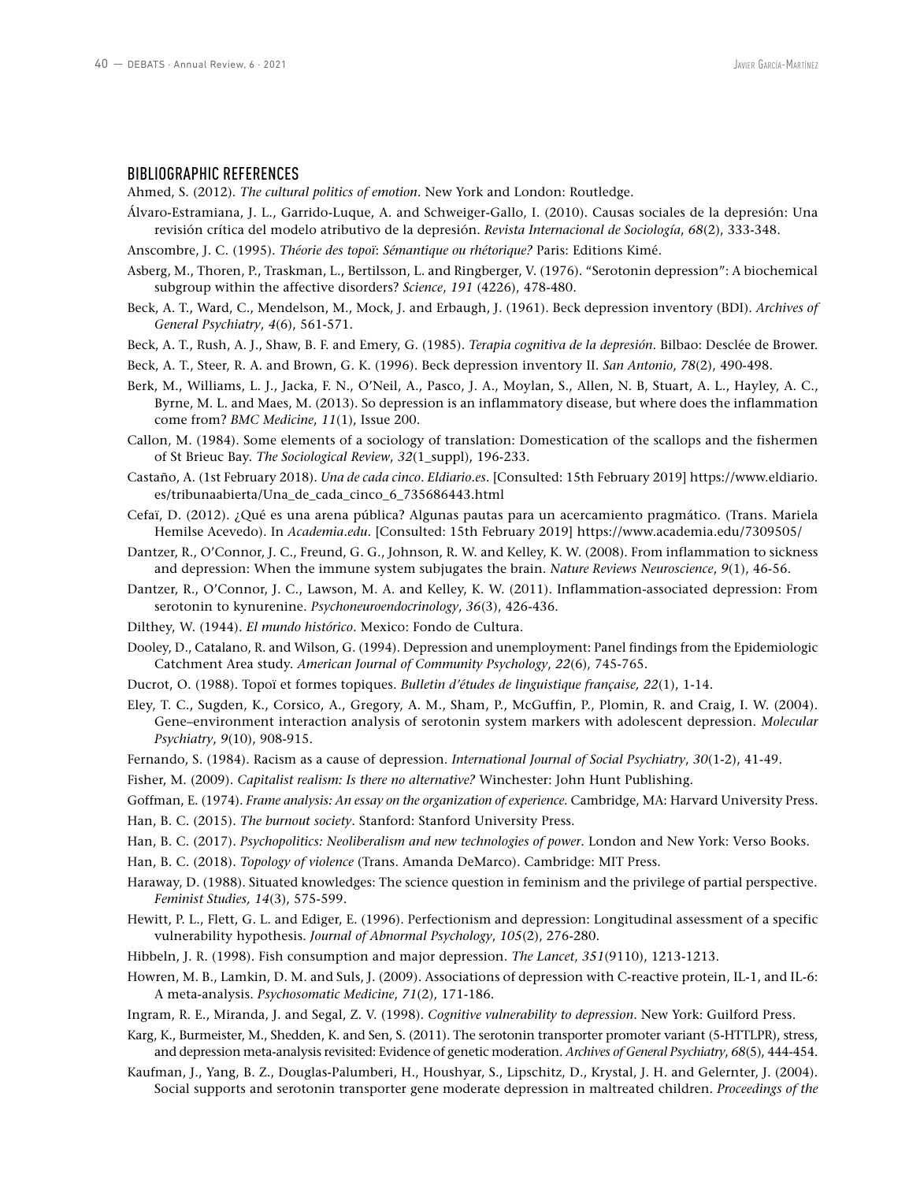## BIBLIOGRAPHIC REFERENCES

Ahmed, S. (2012). *The cultural politics of emotion*. New York and London: Routledge.

Álvaro-Estramiana, J. L., Garrido-Luque, A. and Schweiger-Gallo, I. (2010). Causas sociales de la depresión: Una revisión crítica del modelo atributivo de la depresión. *Revista Internacional de Sociología*, *68*(2), 333-348.

Anscombre, J. C. (1995). *Théorie des topoï*: *Sémantique ou rhétorique?* Paris: Editions Kimé.

Asberg, M., Thoren, P., Traskman, L., Bertilsson, L. and Ringberger, V. (1976). "Serotonin depression": A biochemical subgroup within the affective disorders? *Science*, *191* (4226), 478-480.

Beck, A. T., Ward, C., Mendelson, M., Mock, J. and Erbaugh, J. (1961). Beck depression inventory (BDI). *Archives of General Psychiatry*, *4*(6), 561-571.

Beck, A. T., Rush, A. J., Shaw, B. F. and Emery, G. (1985). *Terapia cognitiva de la depresión*. Bilbao: Desclée de Brower.

Beck, A. T., Steer, R. A. and Brown, G. K. (1996). Beck depression inventory II. *San Antonio*, *78*(2), 490-498.

Berk, M., Williams, L. J., Jacka, F. N., O'Neil, A., Pasco, J. A., Moylan, S., Allen, N. B, Stuart, A. L., Hayley, A. C., Byrne, M. L. and Maes, M. (2013). So depression is an inflammatory disease, but where does the inflammation come from? *BMC Medicine*, *11*(1), Issue 200.

Callon, M. (1984). Some elements of a sociology of translation: Domestication of the scallops and the fishermen of St Brieuc Bay. *The Sociological Review*, *32*(1_suppl), 196-233.

Castaño, A. (1st February 2018). *Una de cada cinco*. *Eldiario.es*. [Consulted: 15th February 2019] https://www.eldiario.es/tribunaabierta/Una_de_cada_cinco_6_735686443.html

Cefaï, D. (2012). ¿Qué es una arena pública? Algunas pautas para un acercamiento pragmático. (Trans. Mariela Hemilse Acevedo). In *Academia.edu*. [Consulted: 15th February 2019] https://www.academia.edu/7309505/

Dantzer, R., O'Connor, J. C., Freund, G. G., Johnson, R. W. and Kelley, K. W. (2008). From inflammation to sickness and depression: When the immune system subjugates the brain. *Nature Reviews Neuroscience*, *9*(1), 46-56.

Dantzer, R., O'Connor, J. C., Lawson, M. A. and Kelley, K. W. (2011). Inflammation-associated depression: From serotonin to kynurenine. *Psychoneuroendocrinology*, *36*(3), 426-436.

Dilthey, W. (1944). *El mundo histórico*. Mexico: Fondo de Cultura.

Dooley, D., Catalano, R. and Wilson, G. (1994). Depression and unemployment: Panel findings from the Epidemiologic Catchment Area study. *American Journal of Community Psychology*, *22*(6), 745-765.

Ducrot, O. (1988). Topoï et formes topiques. *Bulletin d'études de linguistique française, 22*(1), 1-14.

Eley, T. C., Sugden, K., Corsico, A., Gregory, A. M., Sham, P., McGuffin, P., Plomin, R. and Craig, I. W. (2004). Gene–environment interaction analysis of serotonin system markers with adolescent depression. *Molecular Psychiatry*, *9*(10), 908-915.

Fernando, S. (1984). Racism as a cause of depression. *International Journal of Social Psychiatry*, *30*(1-2), 41-49.

Fisher, M. (2009). *Capitalist realism: Is there no alternative?* Winchester: John Hunt Publishing.

Goffman, E. (1974). *Frame analysis: An essay on the organization of experience*. Cambridge, MA: Harvard University Press.

Han, B. C. (2015). *The burnout society*. Stanford: Stanford University Press.

Han, B. C. (2017). *Psychopolitics: Neoliberalism and new technologies of power*. London and New York: Verso Books.

Han, B. C. (2018). *Topology of violence* (Trans. Amanda DeMarco). Cambridge: MIT Press.

Haraway, D. (1988). Situated knowledges: The science question in feminism and the privilege of partial perspective. *Feminist Studies, 14*(3), 575-599.

Hewitt, P. L., Flett, G. L. and Ediger, E. (1996). Perfectionism and depression: Longitudinal assessment of a specific vulnerability hypothesis. *Journal of Abnormal Psychology*, *105*(2), 276-280.

Hibbeln, J. R. (1998). Fish consumption and major depression. *The Lancet*, *351*(9110), 1213-1213.

Howren, M. B., Lamkin, D. M. and Suls, J. (2009). Associations of depression with C-reactive protein, IL-1, and IL-6: A meta-analysis. *Psychosomatic Medicine*, *71*(2), 171-186.

Ingram, R. E., Miranda, J. and Segal, Z. V. (1998). *Cognitive vulnerability to depression*. New York: Guilford Press.

Karg, K., Burmeister, M., Shedden, K. and Sen, S. (2011). The serotonin transporter promoter variant (5-HTTLPR), stress, and depression meta-analysis revisited: Evidence of genetic moderation. *Archives of General Psychiatry*, *68*(5), 444-454.

Kaufman, J., Yang, B. Z., Douglas-Palumberi, H., Houshyar, S., Lipschitz, D., Krystal, J. H. and Gelernter, J. (2004). Social supports and serotonin transporter gene moderate depression in maltreated children. *Proceedings of the*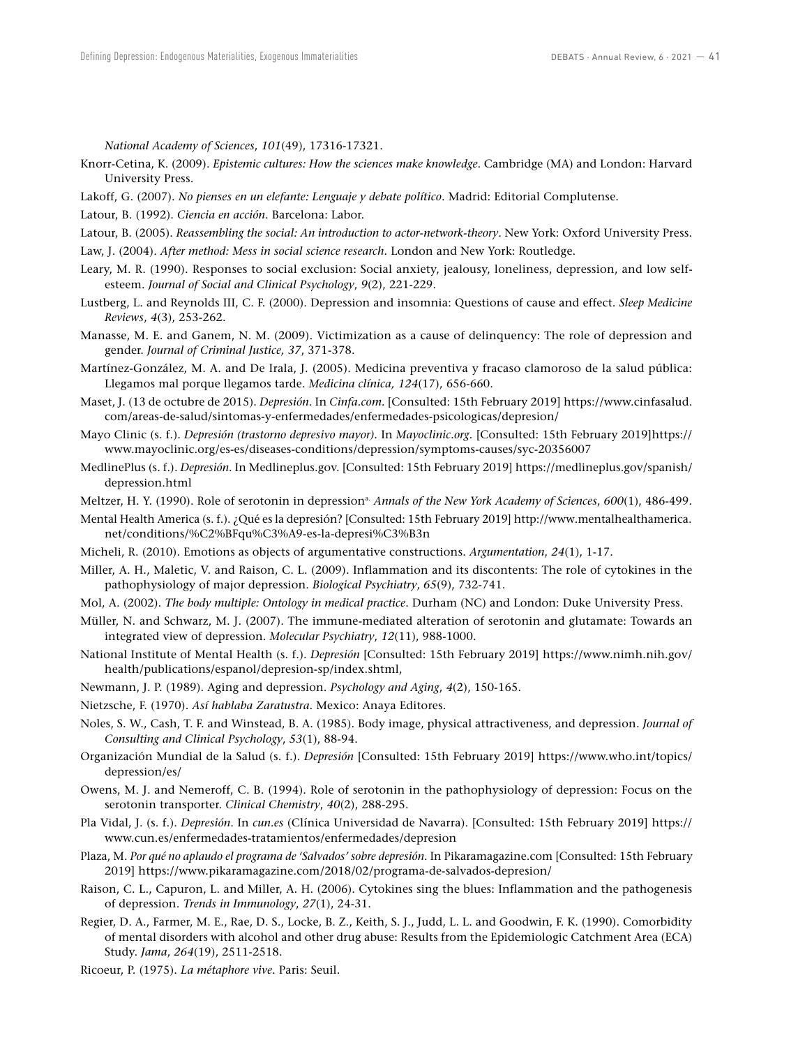*National Academy of Sciences*, *101*(49), 17316-17321.

Knorr-Cetina, K. (2009). *Epistemic cultures: How the sciences make knowledge*. Cambridge (MA) and London: Harvard University Press.

Lakoff, G. (2007). *No pienses en un elefante: Lenguaje y debate político*. Madrid: Editorial Complutense.

Latour, B. (1992). *Ciencia en acción*. Barcelona: Labor.

Latour, B. (2005). *Reassembling the social: An introduction to actor-network-theory*. New York: Oxford University Press.

Law, J. (2004). *After method: Mess in social science research*. London and New York: Routledge.

Leary, M. R. (1990). Responses to social exclusion: Social anxiety, jealousy, loneliness, depression, and low self-esteem. *Journal of Social and Clinical Psychology*, *9*(2), 221-229.

Lustberg, L. and Reynolds III, C. F. (2000). Depression and insomnia: Questions of cause and effect. *Sleep Medicine Reviews*, *4*(3), 253-262.

Manasse, M. E. and Ganem, N. M. (2009). Victimization as a cause of delinquency: The role of depression and gender. *Journal of Criminal Justice, 37*, 371-378.

Martínez-González, M. A. and De Irala, J. (2005). Medicina preventiva y fracaso clamoroso de la salud pública: Llegamos mal porque llegamos tarde. *Medicina clínica, 124*(17), 656-660.

Maset, J. (13 de octubre de 2015). *Depresión*. In *Cinfa.com.* [Consulted: 15th February 2019] https://www.cinfasalud.com/areas-de-salud/sintomas-y-enfermedades/enfermedades-psicologicas/depresion/

Mayo Clinic (s. f.). *Depresión (trastorno depresivo mayor)*. In *Mayoclinic.org*. [Consulted: 15th February 2019]https://www.mayoclinic.org/es-es/diseases-conditions/depression/symptoms-causes/syc-20356007

MedlinePlus (s. f.). *Depresión*. In Medlineplus.gov. [Consulted: 15th February 2019] https://medlineplus.gov/spanish/depression.html

Meltzer, H. Y. (1990). Role of serotonin in depression[a.] *Annals of the New York Academy of Sciences*, *600*(1), 486-499.

Mental Health America (s. f.). ¿Qué es la depresión? [Consulted: 15th February 2019] http://www.mentalhealthamerica.net/conditions/%C2%BFqu%C3%A9-es-la-depresi%C3%B3n

Micheli, R. (2010). Emotions as objects of argumentative constructions. *Argumentation*, *24*(1), 1-17.

Miller, A. H., Maletic, V. and Raison, C. L. (2009). Inflammation and its discontents: The role of cytokines in the pathophysiology of major depression. *Biological Psychiatry*, *65*(9), 732-741.

Mol, A. (2002). *The body multiple: Ontology in medical practice*. Durham (NC) and London: Duke University Press.

Müller, N. and Schwarz, M. J. (2007). The immune-mediated alteration of serotonin and glutamate: Towards an integrated view of depression. *Molecular Psychiatry*, *12*(11), 988-1000.

National Institute of Mental Health (s. f.). *Depresión* [Consulted: 15th February 2019] https://www.nimh.nih.gov/health/publications/espanol/depresion-sp/index.shtml,

Newmann, J. P. (1989). Aging and depression. *Psychology and Aging*, *4*(2), 150-165.

Nietzsche, F. (1970). *Así hablaba Zaratustra*. Mexico: Anaya Editores.

Noles, S. W., Cash, T. F. and Winstead, B. A. (1985). Body image, physical attractiveness, and depression. *Journal of Consulting and Clinical Psychology*, *53*(1), 88-94.

Organización Mundial de la Salud (s. f.). *Depresión* [Consulted: 15th February 2019] https://www.who.int/topics/depression/es/

Owens, M. J. and Nemeroff, C. B. (1994). Role of serotonin in the pathophysiology of depression: Focus on the serotonin transporter. *Clinical Chemistry*, *40*(2), 288-295.

Pla Vidal, J. (s. f.). *Depresión*. In *cun.es* (Clínica Universidad de Navarra). [Consulted: 15th February 2019] https://www.cun.es/enfermedades-tratamientos/enfermedades/depresion

Plaza, M. *Por qué no aplaudo el programa de 'Salvados' sobre depresión*. In Pikaramagazine.com [Consulted: 15th February 2019] https://www.pikaramagazine.com/2018/02/programa-de-salvados-depresion/

Raison, C. L., Capuron, L. and Miller, A. H. (2006). Cytokines sing the blues: Inflammation and the pathogenesis of depression. *Trends in Immunology*, *27*(1), 24-31.

Regier, D. A., Farmer, M. E., Rae, D. S., Locke, B. Z., Keith, S. J., Judd, L. L. and Goodwin, F. K. (1990). Comorbidity of mental disorders with alcohol and other drug abuse: Results from the Epidemiologic Catchment Area (ECA) Study. *Jama*, *264*(19), 2511-2518.

Ricoeur, P. (1975). *La métaphore vive*. Paris: Seuil.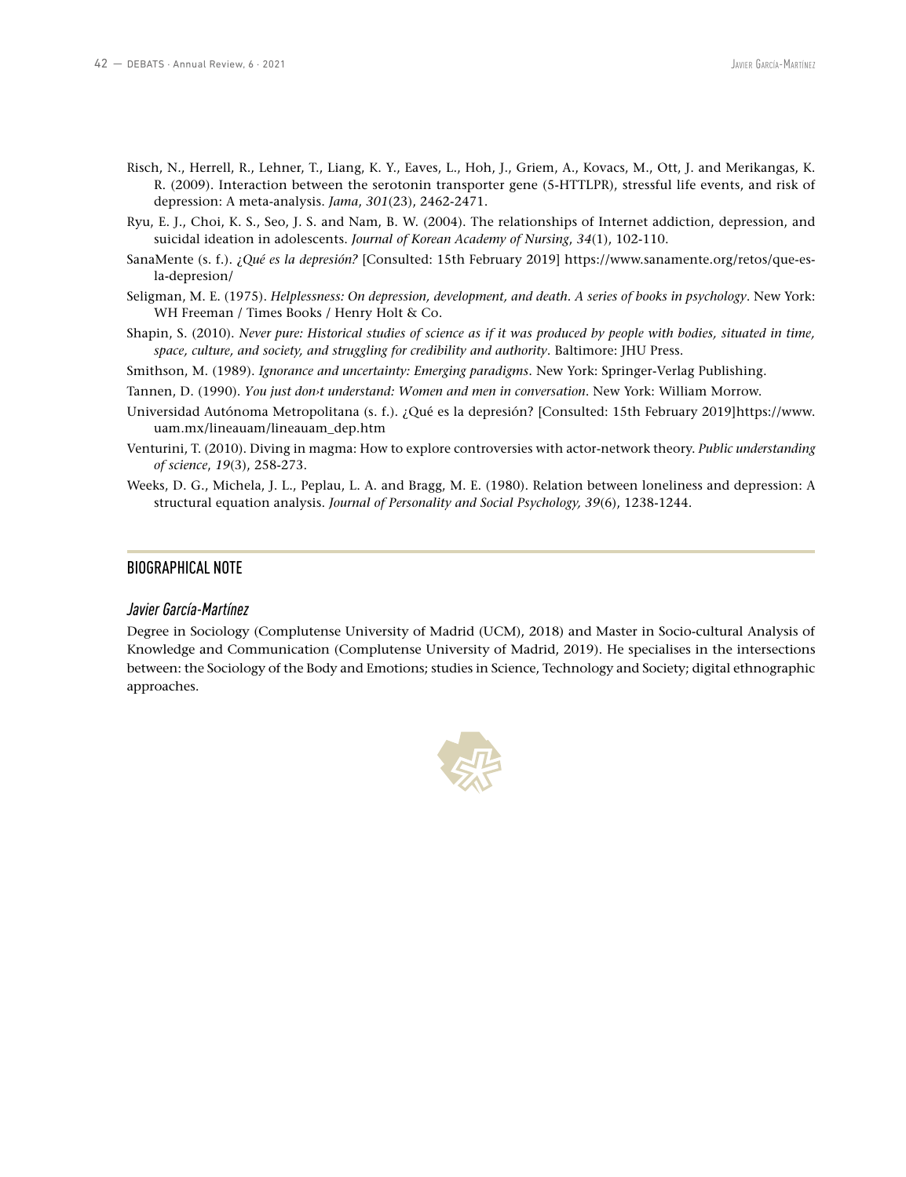Risch, N., Herrell, R., Lehner, T., Liang, K. Y., Eaves, L., Hoh, J., Griem, A., Kovacs, M., Ott, J. and Merikangas, K. R. (2009). Interaction between the serotonin transporter gene (5-HTTLPR), stressful life events, and risk of depression: A meta-analysis. *Jama*, *301*(23), 2462-2471.

Ryu, E. J., Choi, K. S., Seo, J. S. and Nam, B. W. (2004). The relationships of Internet addiction, depression, and suicidal ideation in adolescents. *Journal of Korean Academy of Nursing*, *34*(1), 102-110.

SanaMente (s. f.). *¿Qué es la depresión?* [Consulted: 15th February 2019] https://www.sanamente.org/retos/que-es-la-depresion/

Seligman, M. E. (1975). *Helplessness: On depression, development, and death. A series of books in psychology*. New York: WH Freeman / Times Books / Henry Holt & Co.

Shapin, S. (2010). *Never pure: Historical studies of science as if it was produced by people with bodies, situated in time, space, culture, and society, and struggling for credibility and authority*. Baltimore: JHU Press.

Smithson, M. (1989). *Ignorance and uncertainty: Emerging paradigms*. New York: Springer-Verlag Publishing.

Tannen, D. (1990). *You just don›t understand: Women and men in conversation*. New York: William Morrow.

Universidad Autónoma Metropolitana (s. f.). ¿Qué es la depresión? [Consulted: 15th February 2019]https://www.uam.mx/lineauam/lineauam_dep.htm

Venturini, T. (2010). Diving in magma: How to explore controversies with actor-network theory. *Public understanding of science*, *19*(3), 258-273.

Weeks, D. G., Michela, J. L., Peplau, L. A. and Bragg, M. E. (1980). Relation between loneliness and depression: A structural equation analysis. *Journal of Personality and Social Psychology, 39*(6), 1238-1244.

## BIOGRAPHICAL NOTE

### *Javier García-Martínez*

Degree in Sociology (Complutense University of Madrid (UCM), 2018) and Master in Socio-cultural Analysis of Knowledge and Communication (Complutense University of Madrid, 2019). He specialises in the intersections between: the Sociology of the Body and Emotions; studies in Science, Technology and Society; digital ethnographic approaches.